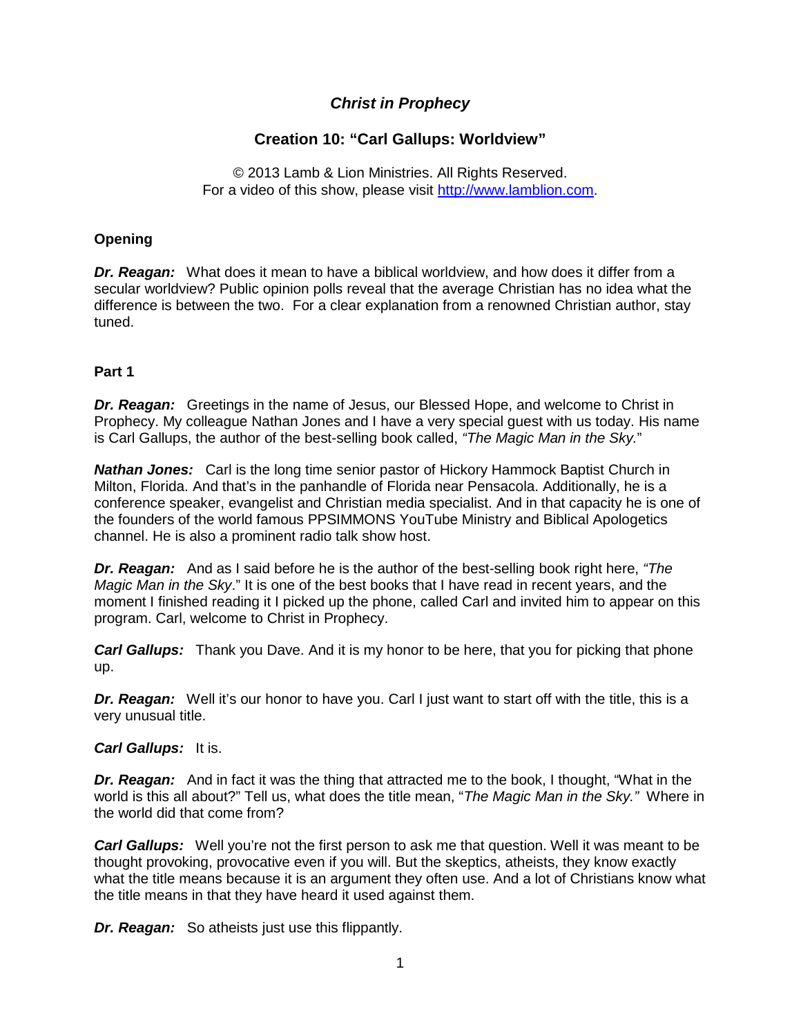# *Christ in Prophecy*

## Creation 10: "Carl Gallups: Worldview"

© 2013 Lamb & Lion Ministries. All Rights Reserved.
For a video of this show, please visit http://www.lamblion.com.

### Opening

***Dr. Reagan:*** What does it mean to have a biblical worldview, and how does it differ from a secular worldview? Public opinion polls reveal that the average Christian has no idea what the difference is between the two. For a clear explanation from a renowned Christian author, stay tuned.

### Part 1

***Dr. Reagan:*** Greetings in the name of Jesus, our Blessed Hope, and welcome to Christ in Prophecy. My colleague Nathan Jones and I have a very special guest with us today. His name is Carl Gallups, the author of the best-selling book called, *"The Magic Man in the Sky.*"

***Nathan Jones:*** Carl is the long time senior pastor of Hickory Hammock Baptist Church in Milton, Florida. And that's in the panhandle of Florida near Pensacola. Additionally, he is a conference speaker, evangelist and Christian media specialist. And in that capacity he is one of the founders of the world famous PPSIMMONS YouTube Ministry and Biblical Apologetics channel. He is also a prominent radio talk show host.

***Dr. Reagan:*** And as I said before he is the author of the best-selling book right here, *"The Magic Man in the Sky*." It is one of the best books that I have read in recent years, and the moment I finished reading it I picked up the phone, called Carl and invited him to appear on this program. Carl, welcome to Christ in Prophecy.

***Carl Gallups:*** Thank you Dave. And it is my honor to be here, that you for picking that phone up.

***Dr. Reagan:*** Well it's our honor to have you. Carl I just want to start off with the title, this is a very unusual title.

***Carl Gallups:*** It is.

***Dr. Reagan:*** And in fact it was the thing that attracted me to the book, I thought, "What in the world is this all about?" Tell us, what does the title mean, "*The Magic Man in the Sky."* Where in the world did that come from?

***Carl Gallups:*** Well you're not the first person to ask me that question. Well it was meant to be thought provoking, provocative even if you will. But the skeptics, atheists, they know exactly what the title means because it is an argument they often use. And a lot of Christians know what the title means in that they have heard it used against them.

***Dr. Reagan:*** So atheists just use this flippantly.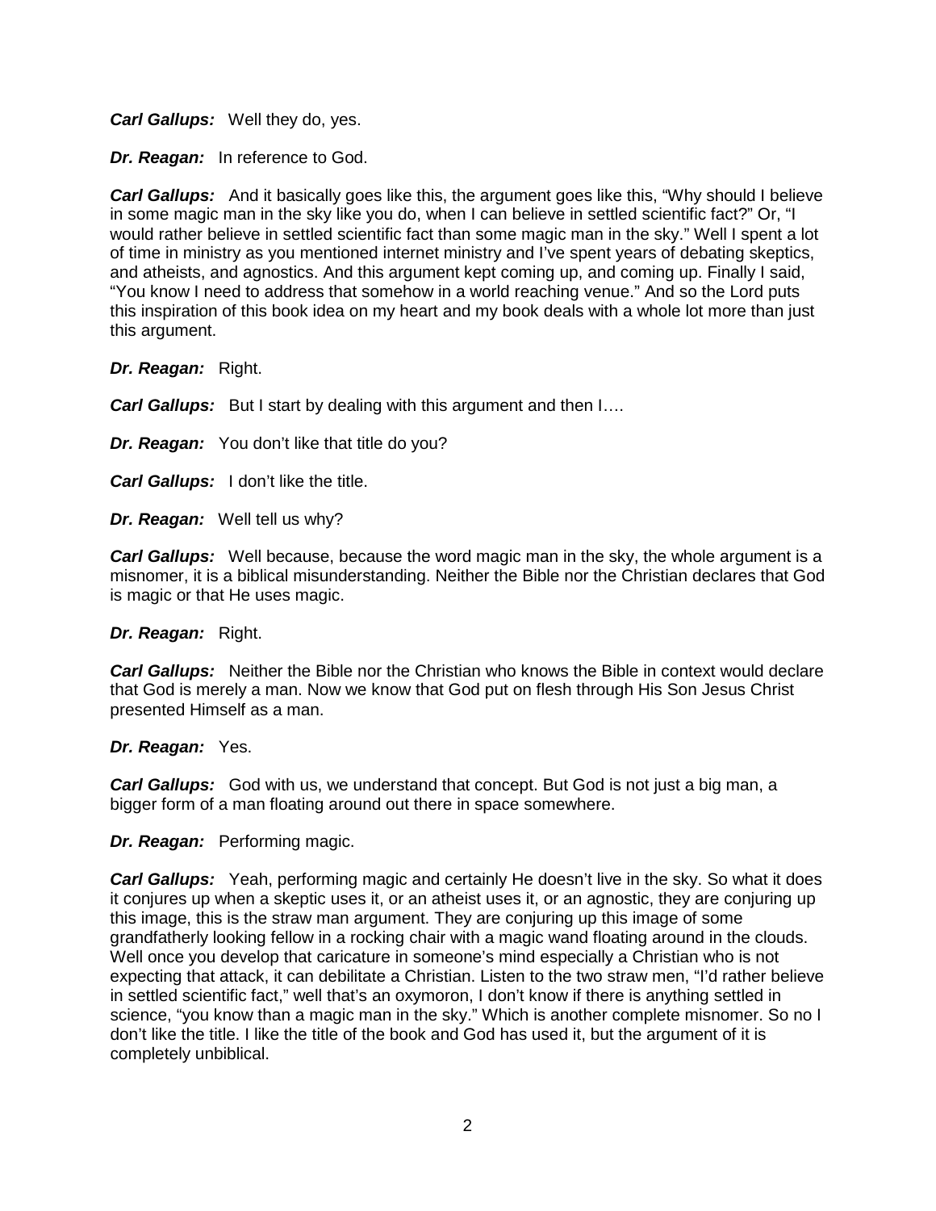***Carl Gallups:*** Well they do, yes.

***Dr. Reagan:*** In reference to God.

***Carl Gallups:*** And it basically goes like this, the argument goes like this, "Why should I believe in some magic man in the sky like you do, when I can believe in settled scientific fact?" Or, "I would rather believe in settled scientific fact than some magic man in the sky." Well I spent a lot of time in ministry as you mentioned internet ministry and I've spent years of debating skeptics, and atheists, and agnostics. And this argument kept coming up, and coming up. Finally I said, "You know I need to address that somehow in a world reaching venue." And so the Lord puts this inspiration of this book idea on my heart and my book deals with a whole lot more than just this argument.

***Dr. Reagan:*** Right.

***Carl Gallups:*** But I start by dealing with this argument and then I….

***Dr. Reagan:*** You don't like that title do you?

***Carl Gallups:*** I don't like the title.

***Dr. Reagan:*** Well tell us why?

***Carl Gallups:*** Well because, because the word magic man in the sky, the whole argument is a misnomer, it is a biblical misunderstanding. Neither the Bible nor the Christian declares that God is magic or that He uses magic.

***Dr. Reagan:*** Right.

***Carl Gallups:*** Neither the Bible nor the Christian who knows the Bible in context would declare that God is merely a man. Now we know that God put on flesh through His Son Jesus Christ presented Himself as a man.

***Dr. Reagan:*** Yes.

***Carl Gallups:*** God with us, we understand that concept. But God is not just a big man, a bigger form of a man floating around out there in space somewhere.

***Dr. Reagan:*** Performing magic.

***Carl Gallups:*** Yeah, performing magic and certainly He doesn't live in the sky. So what it does it conjures up when a skeptic uses it, or an atheist uses it, or an agnostic, they are conjuring up this image, this is the straw man argument. They are conjuring up this image of some grandfatherly looking fellow in a rocking chair with a magic wand floating around in the clouds. Well once you develop that caricature in someone's mind especially a Christian who is not expecting that attack, it can debilitate a Christian. Listen to the two straw men, "I'd rather believe in settled scientific fact," well that's an oxymoron, I don't know if there is anything settled in science, "you know than a magic man in the sky." Which is another complete misnomer. So no I don't like the title. I like the title of the book and God has used it, but the argument of it is completely unbiblical.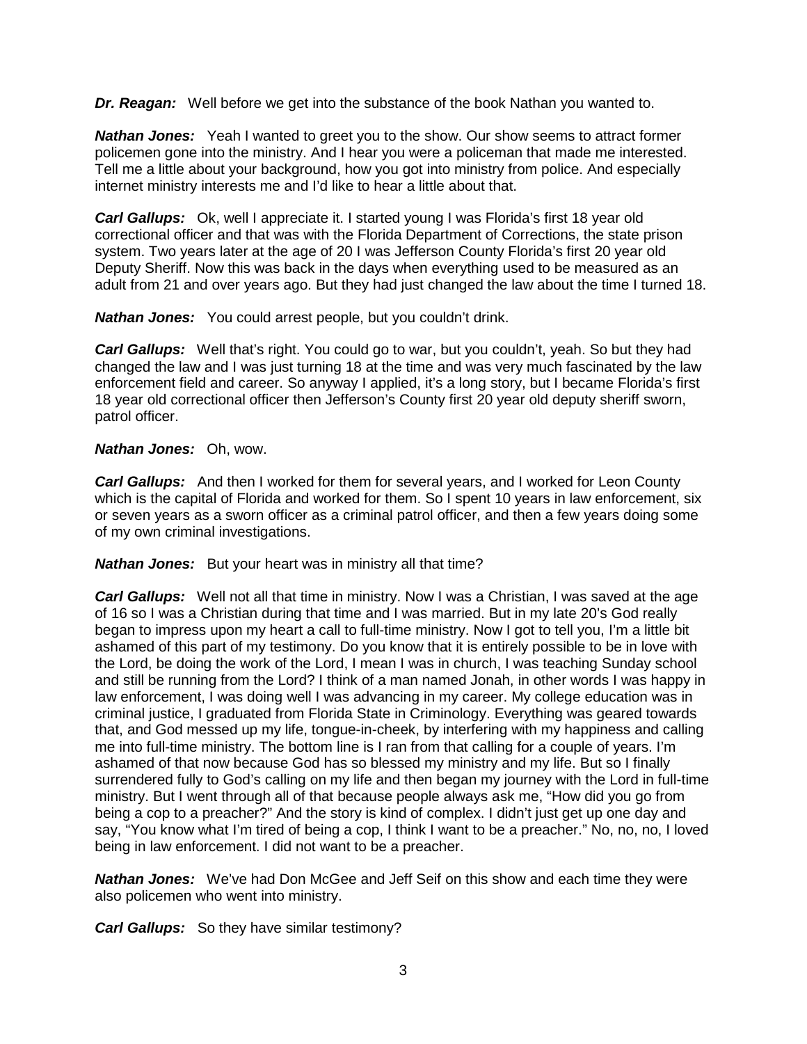***Dr. Reagan:*** Well before we get into the substance of the book Nathan you wanted to.

***Nathan Jones:*** Yeah I wanted to greet you to the show. Our show seems to attract former policemen gone into the ministry. And I hear you were a policeman that made me interested. Tell me a little about your background, how you got into ministry from police. And especially internet ministry interests me and I'd like to hear a little about that.

***Carl Gallups:*** Ok, well I appreciate it. I started young I was Florida's first 18 year old correctional officer and that was with the Florida Department of Corrections, the state prison system. Two years later at the age of 20 I was Jefferson County Florida's first 20 year old Deputy Sheriff. Now this was back in the days when everything used to be measured as an adult from 21 and over years ago. But they had just changed the law about the time I turned 18.

***Nathan Jones:*** You could arrest people, but you couldn't drink.

***Carl Gallups:*** Well that's right. You could go to war, but you couldn't, yeah. So but they had changed the law and I was just turning 18 at the time and was very much fascinated by the law enforcement field and career. So anyway I applied, it's a long story, but I became Florida's first 18 year old correctional officer then Jefferson's County first 20 year old deputy sheriff sworn, patrol officer.

***Nathan Jones:*** Oh, wow.

***Carl Gallups:*** And then I worked for them for several years, and I worked for Leon County which is the capital of Florida and worked for them. So I spent 10 years in law enforcement, six or seven years as a sworn officer as a criminal patrol officer, and then a few years doing some of my own criminal investigations.

***Nathan Jones:*** But your heart was in ministry all that time?

***Carl Gallups:*** Well not all that time in ministry. Now I was a Christian, I was saved at the age of 16 so I was a Christian during that time and I was married. But in my late 20's God really began to impress upon my heart a call to full-time ministry. Now I got to tell you, I'm a little bit ashamed of this part of my testimony. Do you know that it is entirely possible to be in love with the Lord, be doing the work of the Lord, I mean I was in church, I was teaching Sunday school and still be running from the Lord? I think of a man named Jonah, in other words I was happy in law enforcement, I was doing well I was advancing in my career. My college education was in criminal justice, I graduated from Florida State in Criminology. Everything was geared towards that, and God messed up my life, tongue-in-cheek, by interfering with my happiness and calling me into full-time ministry. The bottom line is I ran from that calling for a couple of years. I'm ashamed of that now because God has so blessed my ministry and my life. But so I finally surrendered fully to God's calling on my life and then began my journey with the Lord in full-time ministry. But I went through all of that because people always ask me, "How did you go from being a cop to a preacher?" And the story is kind of complex. I didn't just get up one day and say, "You know what I'm tired of being a cop, I think I want to be a preacher." No, no, no, I loved being in law enforcement. I did not want to be a preacher.

***Nathan Jones:*** We've had Don McGee and Jeff Seif on this show and each time they were also policemen who went into ministry.

***Carl Gallups:*** So they have similar testimony?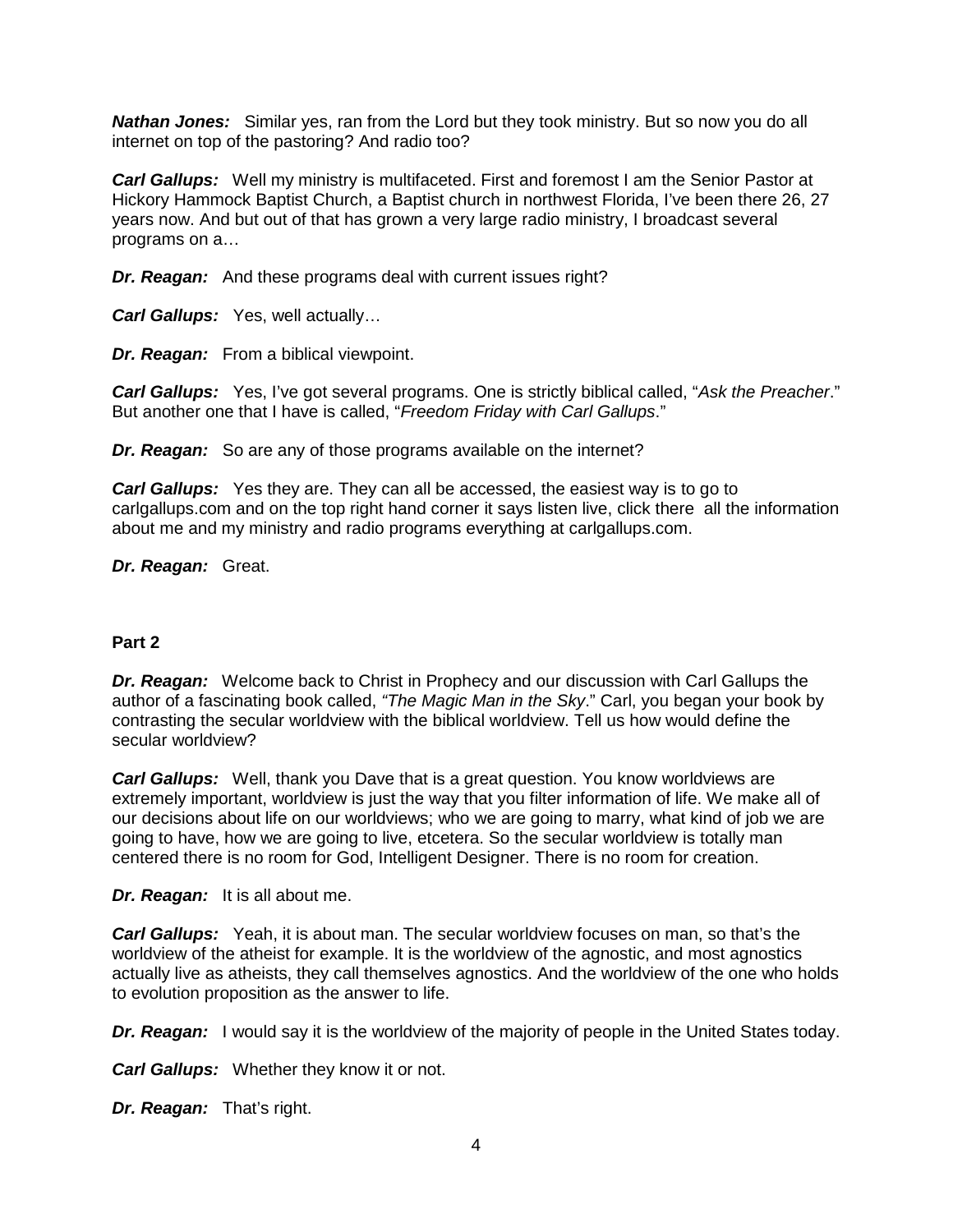***Nathan Jones:*** Similar yes, ran from the Lord but they took ministry. But so now you do all internet on top of the pastoring? And radio too?

***Carl Gallups:*** Well my ministry is multifaceted. First and foremost I am the Senior Pastor at Hickory Hammock Baptist Church, a Baptist church in northwest Florida, I've been there 26, 27 years now. And but out of that has grown a very large radio ministry, I broadcast several programs on a…

***Dr. Reagan:*** And these programs deal with current issues right?

***Carl Gallups:*** Yes, well actually…

***Dr. Reagan:*** From a biblical viewpoint.

***Carl Gallups:*** Yes, I've got several programs. One is strictly biblical called, "*Ask the Preacher*." But another one that I have is called, "*Freedom Friday with Carl Gallups*."

***Dr. Reagan:*** So are any of those programs available on the internet?

***Carl Gallups:*** Yes they are. They can all be accessed, the easiest way is to go to carlgallups.com and on the top right hand corner it says listen live, click there all the information about me and my ministry and radio programs everything at carlgallups.com.

***Dr. Reagan:*** Great.

**Part 2**

***Dr. Reagan:*** Welcome back to Christ in Prophecy and our discussion with Carl Gallups the author of a fascinating book called, *"The Magic Man in the Sky*." Carl, you began your book by contrasting the secular worldview with the biblical worldview. Tell us how would define the secular worldview?

***Carl Gallups:*** Well, thank you Dave that is a great question. You know worldviews are extremely important, worldview is just the way that you filter information of life. We make all of our decisions about life on our worldviews; who we are going to marry, what kind of job we are going to have, how we are going to live, etcetera. So the secular worldview is totally man centered there is no room for God, Intelligent Designer. There is no room for creation.

***Dr. Reagan:*** It is all about me.

***Carl Gallups:*** Yeah, it is about man. The secular worldview focuses on man, so that's the worldview of the atheist for example. It is the worldview of the agnostic, and most agnostics actually live as atheists, they call themselves agnostics. And the worldview of the one who holds to evolution proposition as the answer to life.

***Dr. Reagan:*** I would say it is the worldview of the majority of people in the United States today.

***Carl Gallups:*** Whether they know it or not.

***Dr. Reagan:*** That's right.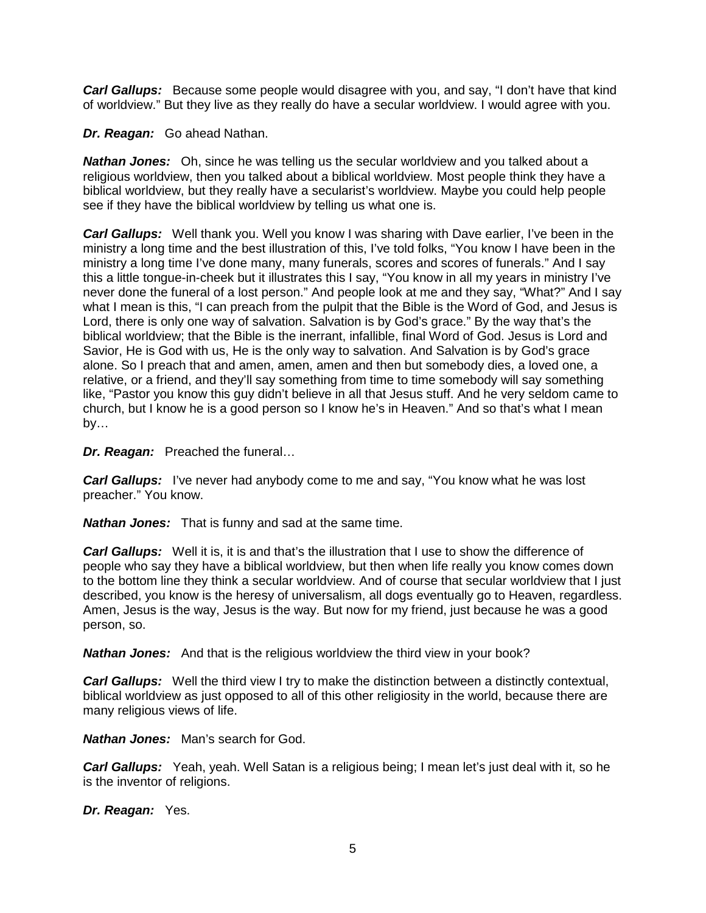***Carl Gallups:*** Because some people would disagree with you, and say, "I don't have that kind of worldview." But they live as they really do have a secular worldview. I would agree with you.

***Dr. Reagan:*** Go ahead Nathan.

***Nathan Jones:*** Oh, since he was telling us the secular worldview and you talked about a religious worldview, then you talked about a biblical worldview. Most people think they have a biblical worldview, but they really have a secularist's worldview. Maybe you could help people see if they have the biblical worldview by telling us what one is.

***Carl Gallups:*** Well thank you. Well you know I was sharing with Dave earlier, I've been in the ministry a long time and the best illustration of this, I've told folks, "You know I have been in the ministry a long time I've done many, many funerals, scores and scores of funerals." And I say this a little tongue-in-cheek but it illustrates this I say, "You know in all my years in ministry I've never done the funeral of a lost person." And people look at me and they say, "What?" And I say what I mean is this, "I can preach from the pulpit that the Bible is the Word of God, and Jesus is Lord, there is only one way of salvation. Salvation is by God's grace." By the way that's the biblical worldview; that the Bible is the inerrant, infallible, final Word of God. Jesus is Lord and Savior, He is God with us, He is the only way to salvation. And Salvation is by God's grace alone. So I preach that and amen, amen, amen and then but somebody dies, a loved one, a relative, or a friend, and they'll say something from time to time somebody will say something like, "Pastor you know this guy didn't believe in all that Jesus stuff. And he very seldom came to church, but I know he is a good person so I know he's in Heaven." And so that's what I mean by…

***Dr. Reagan:*** Preached the funeral…

***Carl Gallups:*** I've never had anybody come to me and say, "You know what he was lost preacher." You know.

***Nathan Jones:*** That is funny and sad at the same time.

***Carl Gallups:*** Well it is, it is and that's the illustration that I use to show the difference of people who say they have a biblical worldview, but then when life really you know comes down to the bottom line they think a secular worldview. And of course that secular worldview that I just described, you know is the heresy of universalism, all dogs eventually go to Heaven, regardless. Amen, Jesus is the way, Jesus is the way. But now for my friend, just because he was a good person, so.

***Nathan Jones:*** And that is the religious worldview the third view in your book?

***Carl Gallups:*** Well the third view I try to make the distinction between a distinctly contextual, biblical worldview as just opposed to all of this other religiosity in the world, because there are many religious views of life.

***Nathan Jones:*** Man's search for God.

***Carl Gallups:*** Yeah, yeah. Well Satan is a religious being; I mean let's just deal with it, so he is the inventor of religions.

***Dr. Reagan:*** Yes.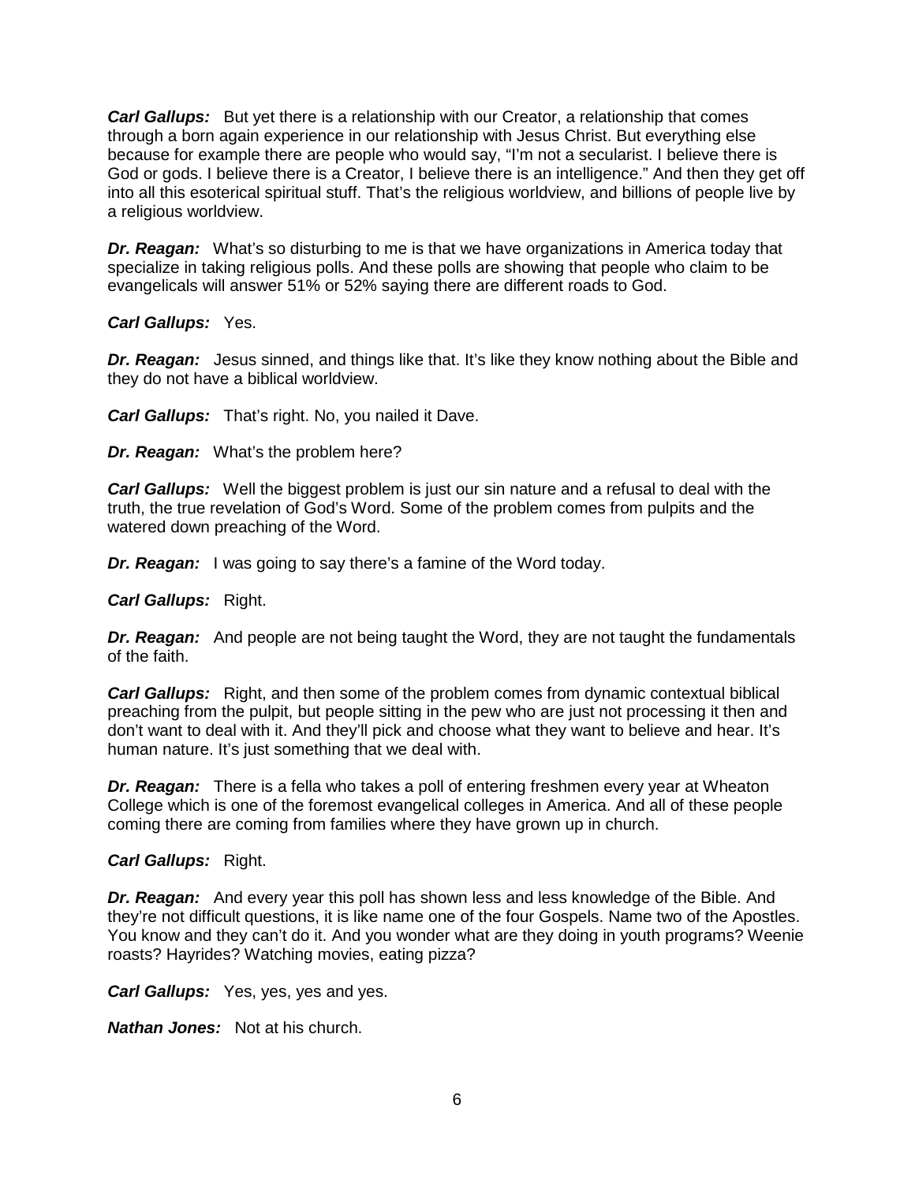***Carl Gallups:*** But yet there is a relationship with our Creator, a relationship that comes through a born again experience in our relationship with Jesus Christ. But everything else because for example there are people who would say, "I'm not a secularist. I believe there is God or gods. I believe there is a Creator, I believe there is an intelligence." And then they get off into all this esoterical spiritual stuff. That's the religious worldview, and billions of people live by a religious worldview.

***Dr. Reagan:*** What's so disturbing to me is that we have organizations in America today that specialize in taking religious polls. And these polls are showing that people who claim to be evangelicals will answer 51% or 52% saying there are different roads to God.

***Carl Gallups:*** Yes.

***Dr. Reagan:*** Jesus sinned, and things like that. It's like they know nothing about the Bible and they do not have a biblical worldview.

***Carl Gallups:*** That's right. No, you nailed it Dave.

***Dr. Reagan:*** What's the problem here?

***Carl Gallups:*** Well the biggest problem is just our sin nature and a refusal to deal with the truth, the true revelation of God's Word. Some of the problem comes from pulpits and the watered down preaching of the Word.

***Dr. Reagan:*** I was going to say there's a famine of the Word today.

***Carl Gallups:*** Right.

***Dr. Reagan:*** And people are not being taught the Word, they are not taught the fundamentals of the faith.

***Carl Gallups:*** Right, and then some of the problem comes from dynamic contextual biblical preaching from the pulpit, but people sitting in the pew who are just not processing it then and don't want to deal with it. And they'll pick and choose what they want to believe and hear. It's human nature. It's just something that we deal with.

***Dr. Reagan:*** There is a fella who takes a poll of entering freshmen every year at Wheaton College which is one of the foremost evangelical colleges in America. And all of these people coming there are coming from families where they have grown up in church.

***Carl Gallups:*** Right.

***Dr. Reagan:*** And every year this poll has shown less and less knowledge of the Bible. And they're not difficult questions, it is like name one of the four Gospels. Name two of the Apostles. You know and they can't do it. And you wonder what are they doing in youth programs? Weenie roasts? Hayrides? Watching movies, eating pizza?

***Carl Gallups:*** Yes, yes, yes and yes.

***Nathan Jones:*** Not at his church.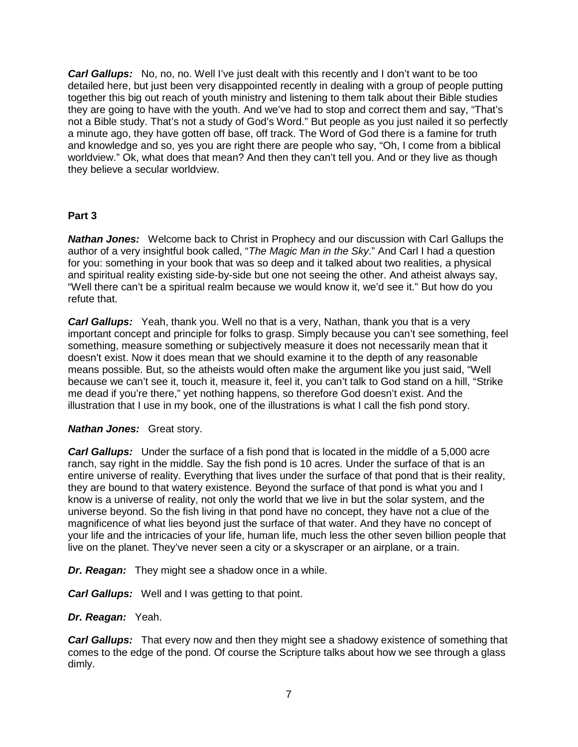***Carl Gallups:*** No, no, no. Well I've just dealt with this recently and I don't want to be too detailed here, but just been very disappointed recently in dealing with a group of people putting together this big out reach of youth ministry and listening to them talk about their Bible studies they are going to have with the youth. And we've had to stop and correct them and say, "That's not a Bible study. That's not a study of God's Word." But people as you just nailed it so perfectly a minute ago, they have gotten off base, off track. The Word of God there is a famine for truth and knowledge and so, yes you are right there are people who say, "Oh, I come from a biblical worldview." Ok, what does that mean? And then they can't tell you. And or they live as though they believe a secular worldview.

**Part 3**

***Nathan Jones:*** Welcome back to Christ in Prophecy and our discussion with Carl Gallups the author of a very insightful book called, "*The Magic Man in the Sky*." And Carl I had a question for you: something in your book that was so deep and it talked about two realities, a physical and spiritual reality existing side-by-side but one not seeing the other. And atheist always say, "Well there can't be a spiritual realm because we would know it, we'd see it." But how do you refute that.

***Carl Gallups:*** Yeah, thank you. Well no that is a very, Nathan, thank you that is a very important concept and principle for folks to grasp. Simply because you can't see something, feel something, measure something or subjectively measure it does not necessarily mean that it doesn't exist. Now it does mean that we should examine it to the depth of any reasonable means possible. But, so the atheists would often make the argument like you just said, "Well because we can't see it, touch it, measure it, feel it, you can't talk to God stand on a hill, "Strike me dead if you're there," yet nothing happens, so therefore God doesn't exist. And the illustration that I use in my book, one of the illustrations is what I call the fish pond story.

***Nathan Jones:*** Great story.

***Carl Gallups:*** Under the surface of a fish pond that is located in the middle of a 5,000 acre ranch, say right in the middle. Say the fish pond is 10 acres. Under the surface of that is an entire universe of reality. Everything that lives under the surface of that pond that is their reality, they are bound to that watery existence. Beyond the surface of that pond is what you and I know is a universe of reality, not only the world that we live in but the solar system, and the universe beyond. So the fish living in that pond have no concept, they have not a clue of the magnificence of what lies beyond just the surface of that water. And they have no concept of your life and the intricacies of your life, human life, much less the other seven billion people that live on the planet. They've never seen a city or a skyscraper or an airplane, or a train.

***Dr. Reagan:*** They might see a shadow once in a while.

***Carl Gallups:*** Well and I was getting to that point.

***Dr. Reagan:*** Yeah.

***Carl Gallups:*** That every now and then they might see a shadowy existence of something that comes to the edge of the pond. Of course the Scripture talks about how we see through a glass dimly.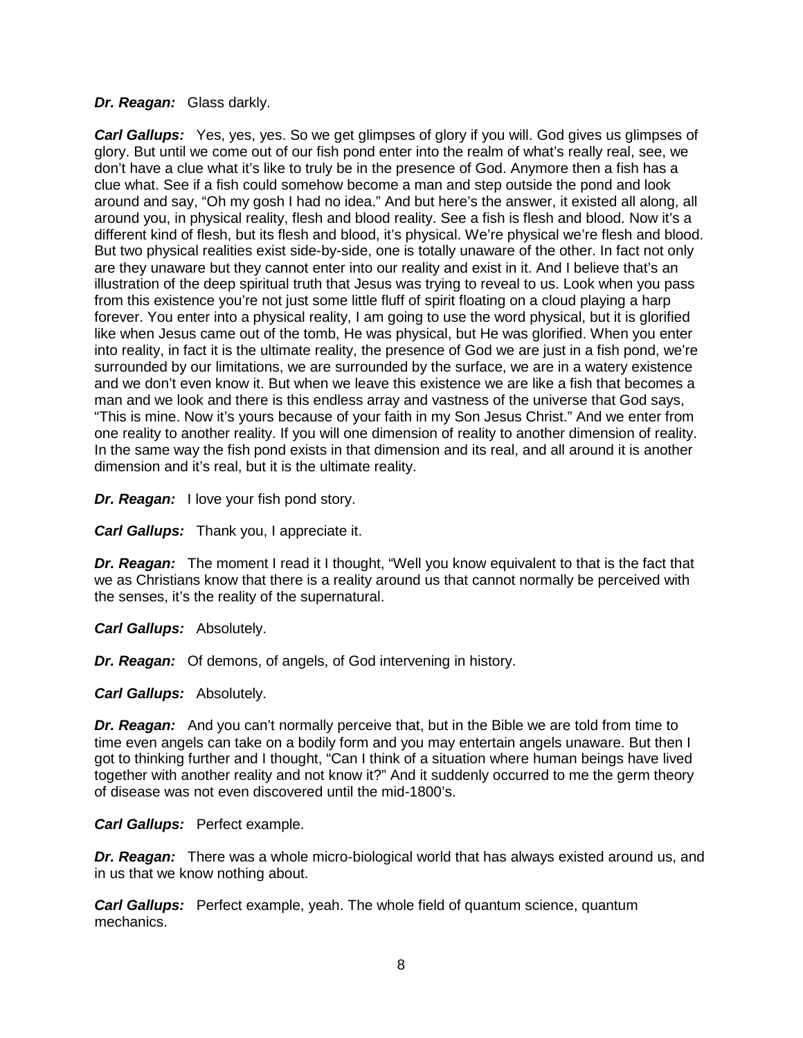***Dr. Reagan:*** Glass darkly.

***Carl Gallups:*** Yes, yes, yes. So we get glimpses of glory if you will. God gives us glimpses of glory. But until we come out of our fish pond enter into the realm of what's really real, see, we don't have a clue what it's like to truly be in the presence of God. Anymore then a fish has a clue what. See if a fish could somehow become a man and step outside the pond and look around and say, "Oh my gosh I had no idea." And but here's the answer, it existed all along, all around you, in physical reality, flesh and blood reality. See a fish is flesh and blood. Now it's a different kind of flesh, but its flesh and blood, it's physical. We're physical we're flesh and blood. But two physical realities exist side-by-side, one is totally unaware of the other. In fact not only are they unaware but they cannot enter into our reality and exist in it. And I believe that's an illustration of the deep spiritual truth that Jesus was trying to reveal to us. Look when you pass from this existence you're not just some little fluff of spirit floating on a cloud playing a harp forever. You enter into a physical reality, I am going to use the word physical, but it is glorified like when Jesus came out of the tomb, He was physical, but He was glorified. When you enter into reality, in fact it is the ultimate reality, the presence of God we are just in a fish pond, we're surrounded by our limitations, we are surrounded by the surface, we are in a watery existence and we don't even know it. But when we leave this existence we are like a fish that becomes a man and we look and there is this endless array and vastness of the universe that God says, "This is mine. Now it's yours because of your faith in my Son Jesus Christ." And we enter from one reality to another reality. If you will one dimension of reality to another dimension of reality. In the same way the fish pond exists in that dimension and its real, and all around it is another dimension and it's real, but it is the ultimate reality.

***Dr. Reagan:*** I love your fish pond story.

***Carl Gallups:*** Thank you, I appreciate it.

***Dr. Reagan:*** The moment I read it I thought, "Well you know equivalent to that is the fact that we as Christians know that there is a reality around us that cannot normally be perceived with the senses, it's the reality of the supernatural.

***Carl Gallups:*** Absolutely.

***Dr. Reagan:*** Of demons, of angels, of God intervening in history.

***Carl Gallups:*** Absolutely.

***Dr. Reagan:*** And you can't normally perceive that, but in the Bible we are told from time to time even angels can take on a bodily form and you may entertain angels unaware. But then I got to thinking further and I thought, "Can I think of a situation where human beings have lived together with another reality and not know it?" And it suddenly occurred to me the germ theory of disease was not even discovered until the mid-1800's.

***Carl Gallups:*** Perfect example.

***Dr. Reagan:*** There was a whole micro-biological world that has always existed around us, and in us that we know nothing about.

***Carl Gallups:*** Perfect example, yeah. The whole field of quantum science, quantum mechanics.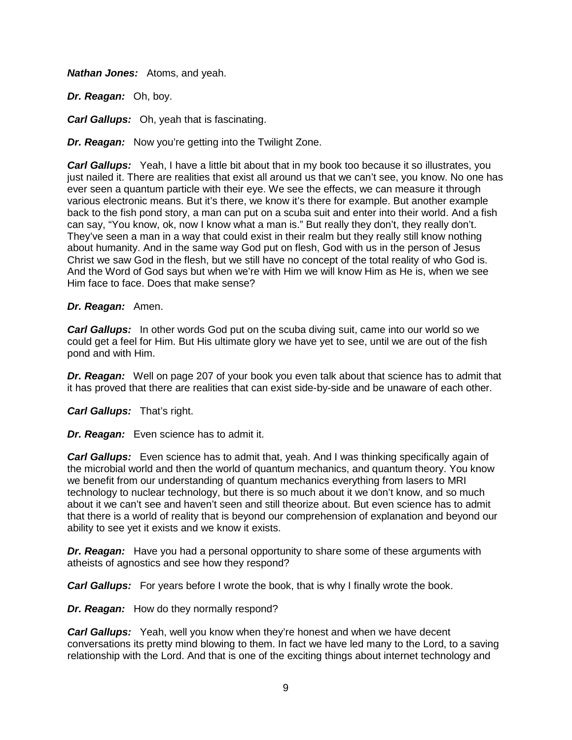***Nathan Jones:*** Atoms, and yeah.

***Dr. Reagan:*** Oh, boy.

***Carl Gallups:*** Oh, yeah that is fascinating.

***Dr. Reagan:*** Now you're getting into the Twilight Zone.

***Carl Gallups:*** Yeah, I have a little bit about that in my book too because it so illustrates, you just nailed it. There are realities that exist all around us that we can't see, you know. No one has ever seen a quantum particle with their eye. We see the effects, we can measure it through various electronic means. But it's there, we know it's there for example. But another example back to the fish pond story, a man can put on a scuba suit and enter into their world. And a fish can say, "You know, ok, now I know what a man is." But really they don't, they really don't. They've seen a man in a way that could exist in their realm but they really still know nothing about humanity. And in the same way God put on flesh, God with us in the person of Jesus Christ we saw God in the flesh, but we still have no concept of the total reality of who God is. And the Word of God says but when we're with Him we will know Him as He is, when we see Him face to face. Does that make sense?

***Dr. Reagan:*** Amen.

***Carl Gallups:*** In other words God put on the scuba diving suit, came into our world so we could get a feel for Him. But His ultimate glory we have yet to see, until we are out of the fish pond and with Him.

***Dr. Reagan:*** Well on page 207 of your book you even talk about that science has to admit that it has proved that there are realities that can exist side-by-side and be unaware of each other.

***Carl Gallups:*** That's right.

***Dr. Reagan:*** Even science has to admit it.

***Carl Gallups:*** Even science has to admit that, yeah. And I was thinking specifically again of the microbial world and then the world of quantum mechanics, and quantum theory. You know we benefit from our understanding of quantum mechanics everything from lasers to MRI technology to nuclear technology, but there is so much about it we don't know, and so much about it we can't see and haven't seen and still theorize about. But even science has to admit that there is a world of reality that is beyond our comprehension of explanation and beyond our ability to see yet it exists and we know it exists.

***Dr. Reagan:*** Have you had a personal opportunity to share some of these arguments with atheists of agnostics and see how they respond?

***Carl Gallups:*** For years before I wrote the book, that is why I finally wrote the book.

***Dr. Reagan:*** How do they normally respond?

***Carl Gallups:*** Yeah, well you know when they're honest and when we have decent conversations its pretty mind blowing to them. In fact we have led many to the Lord, to a saving relationship with the Lord. And that is one of the exciting things about internet technology and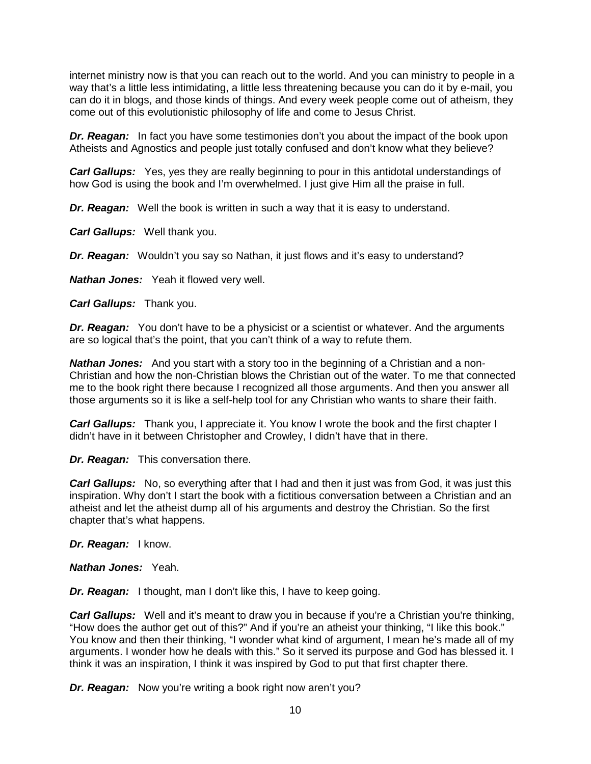internet ministry now is that you can reach out to the world. And you can ministry to people in a way that's a little less intimidating, a little less threatening because you can do it by e-mail, you can do it in blogs, and those kinds of things. And every week people come out of atheism, they come out of this evolutionistic philosophy of life and come to Jesus Christ.

***Dr. Reagan:*** In fact you have some testimonies don't you about the impact of the book upon Atheists and Agnostics and people just totally confused and don't know what they believe?

***Carl Gallups:*** Yes, yes they are really beginning to pour in this antidotal understandings of how God is using the book and I'm overwhelmed. I just give Him all the praise in full.

***Dr. Reagan:*** Well the book is written in such a way that it is easy to understand.

***Carl Gallups:*** Well thank you.

***Dr. Reagan:*** Wouldn't you say so Nathan, it just flows and it's easy to understand?

***Nathan Jones:*** Yeah it flowed very well.

***Carl Gallups:*** Thank you.

***Dr. Reagan:*** You don't have to be a physicist or a scientist or whatever. And the arguments are so logical that's the point, that you can't think of a way to refute them.

***Nathan Jones:*** And you start with a story too in the beginning of a Christian and a non-Christian and how the non-Christian blows the Christian out of the water. To me that connected me to the book right there because I recognized all those arguments. And then you answer all those arguments so it is like a self-help tool for any Christian who wants to share their faith.

***Carl Gallups:*** Thank you, I appreciate it. You know I wrote the book and the first chapter I didn't have in it between Christopher and Crowley, I didn't have that in there.

***Dr. Reagan:*** This conversation there.

***Carl Gallups:*** No, so everything after that I had and then it just was from God, it was just this inspiration. Why don't I start the book with a fictitious conversation between a Christian and an atheist and let the atheist dump all of his arguments and destroy the Christian. So the first chapter that's what happens.

***Dr. Reagan:*** I know.

***Nathan Jones:*** Yeah.

***Dr. Reagan:*** I thought, man I don't like this, I have to keep going.

***Carl Gallups:*** Well and it's meant to draw you in because if you're a Christian you're thinking, "How does the author get out of this?" And if you're an atheist your thinking, "I like this book." You know and then their thinking, "I wonder what kind of argument, I mean he's made all of my arguments. I wonder how he deals with this." So it served its purpose and God has blessed it. I think it was an inspiration, I think it was inspired by God to put that first chapter there.

***Dr. Reagan:*** Now you're writing a book right now aren't you?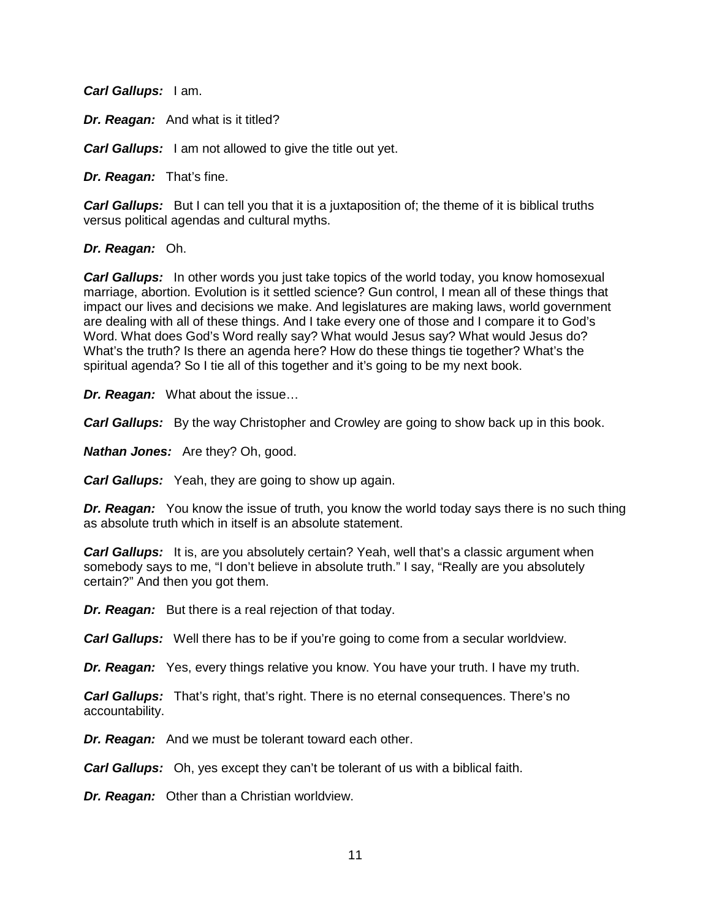***Carl Gallups:*** I am.

***Dr. Reagan:*** And what is it titled?

***Carl Gallups:*** I am not allowed to give the title out yet.

***Dr. Reagan:*** That's fine.

***Carl Gallups:*** But I can tell you that it is a juxtaposition of; the theme of it is biblical truths versus political agendas and cultural myths.

***Dr. Reagan:*** Oh.

***Carl Gallups:*** In other words you just take topics of the world today, you know homosexual marriage, abortion. Evolution is it settled science? Gun control, I mean all of these things that impact our lives and decisions we make. And legislatures are making laws, world government are dealing with all of these things. And I take every one of those and I compare it to God's Word. What does God's Word really say? What would Jesus say? What would Jesus do? What's the truth? Is there an agenda here? How do these things tie together? What's the spiritual agenda? So I tie all of this together and it's going to be my next book.

***Dr. Reagan:*** What about the issue…

***Carl Gallups:*** By the way Christopher and Crowley are going to show back up in this book.

***Nathan Jones:*** Are they? Oh, good.

***Carl Gallups:*** Yeah, they are going to show up again.

***Dr. Reagan:*** You know the issue of truth, you know the world today says there is no such thing as absolute truth which in itself is an absolute statement.

***Carl Gallups:*** It is, are you absolutely certain? Yeah, well that's a classic argument when somebody says to me, "I don't believe in absolute truth." I say, "Really are you absolutely certain?" And then you got them.

***Dr. Reagan:*** But there is a real rejection of that today.

***Carl Gallups:*** Well there has to be if you're going to come from a secular worldview.

***Dr. Reagan:*** Yes, every things relative you know. You have your truth. I have my truth.

***Carl Gallups:*** That's right, that's right. There is no eternal consequences. There's no accountability.

***Dr. Reagan:*** And we must be tolerant toward each other.

***Carl Gallups:*** Oh, yes except they can't be tolerant of us with a biblical faith.

***Dr. Reagan:*** Other than a Christian worldview.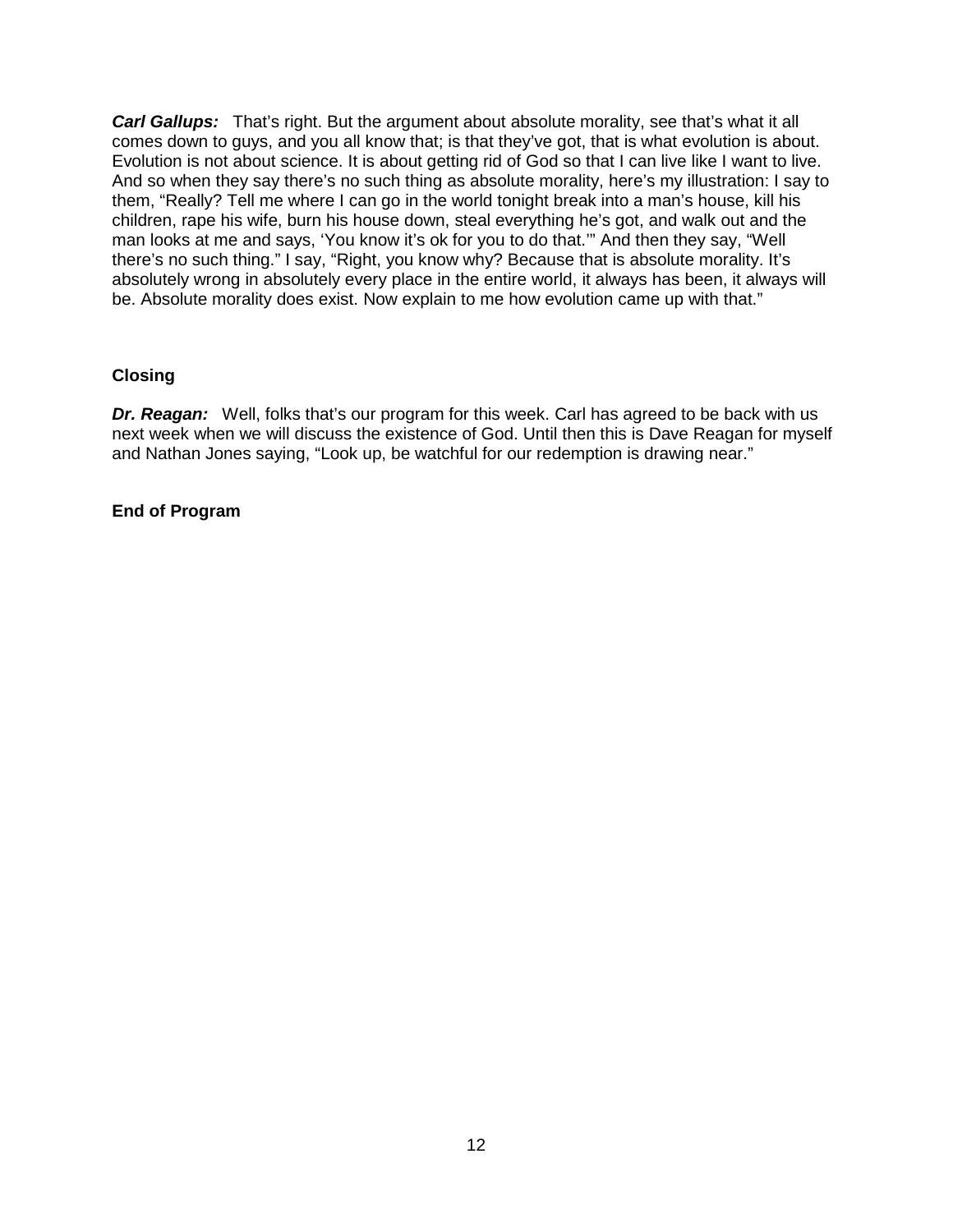***Carl Gallups:*** That's right. But the argument about absolute morality, see that's what it all comes down to guys, and you all know that; is that they've got, that is what evolution is about. Evolution is not about science. It is about getting rid of God so that I can live like I want to live. And so when they say there's no such thing as absolute morality, here's my illustration: I say to them, "Really? Tell me where I can go in the world tonight break into a man's house, kill his children, rape his wife, burn his house down, steal everything he's got, and walk out and the man looks at me and says, 'You know it's ok for you to do that.'" And then they say, "Well there's no such thing." I say, "Right, you know why? Because that is absolute morality. It's absolutely wrong in absolutely every place in the entire world, it always has been, it always will be. Absolute morality does exist. Now explain to me how evolution came up with that."

**Closing**

***Dr. Reagan:*** Well, folks that's our program for this week. Carl has agreed to be back with us next week when we will discuss the existence of God. Until then this is Dave Reagan for myself and Nathan Jones saying, "Look up, be watchful for our redemption is drawing near."

**End of Program**